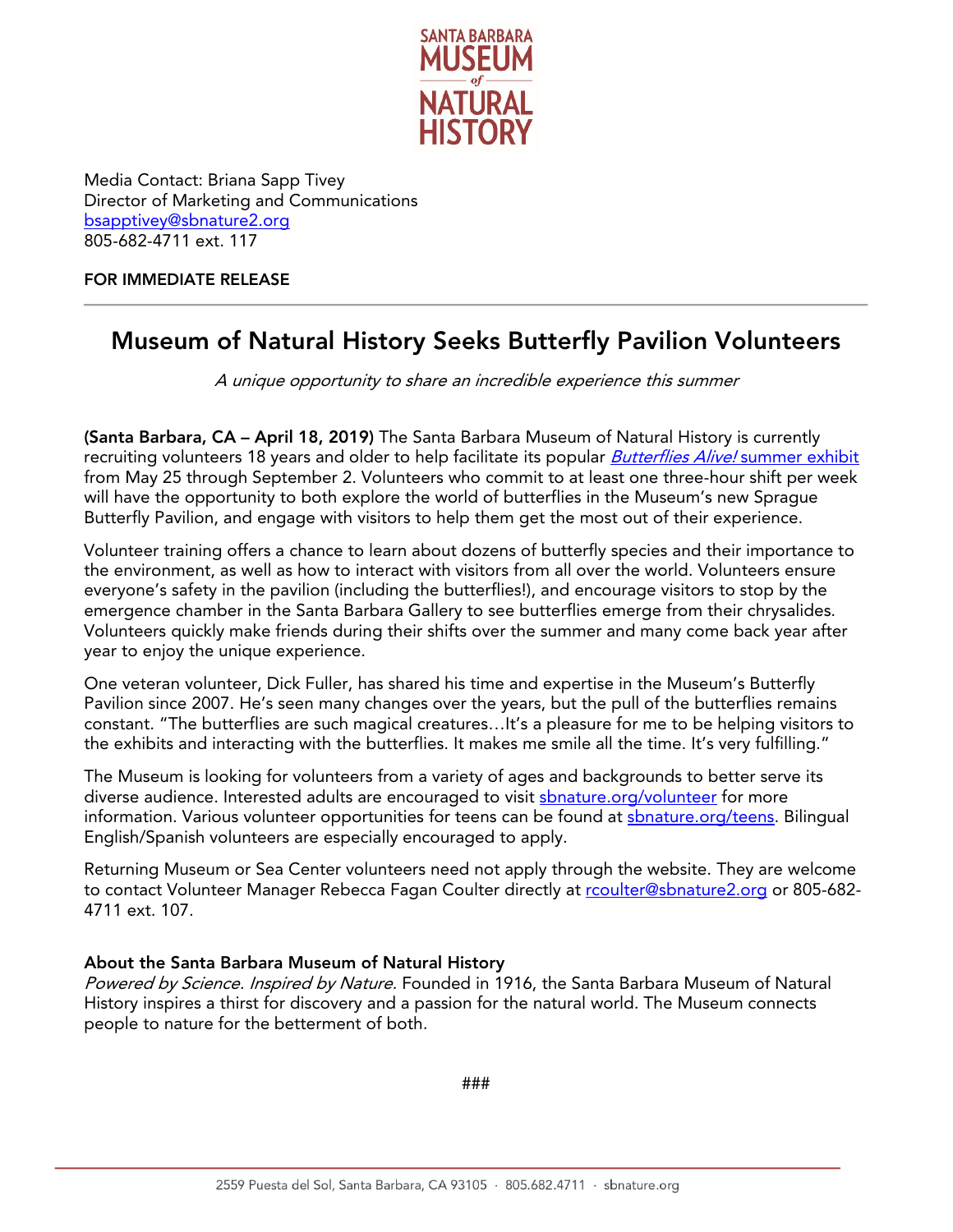SANTA BARBARA MUSEUM of NATURAL HISTORY

Media Contact: Briana Sapp Tivey
Director of Marketing and Communications
bsapptivey@sbnature2.org
805-682-4711 ext. 117

**FOR IMMEDIATE RELEASE**

---

# Museum of Natural History Seeks Butterfly Pavilion Volunteers

*A unique opportunity to share an incredible experience this summer*

**(Santa Barbara, CA – April 18, 2019)** The Santa Barbara Museum of Natural History is currently recruiting volunteers 18 years and older to help facilitate its popular *Butterflies Alive!* summer exhibit from May 25 through September 2. Volunteers who commit to at least one three-hour shift per week will have the opportunity to both explore the world of butterflies in the Museum's new Sprague Butterfly Pavilion, and engage with visitors to help them get the most out of their experience.

Volunteer training offers a chance to learn about dozens of butterfly species and their importance to the environment, as well as how to interact with visitors from all over the world. Volunteers ensure everyone's safety in the pavilion (including the butterflies!), and encourage visitors to stop by the emergence chamber in the Santa Barbara Gallery to see butterflies emerge from their chrysalides. Volunteers quickly make friends during their shifts over the summer and many come back year after year to enjoy the unique experience.

One veteran volunteer, Dick Fuller, has shared his time and expertise in the Museum's Butterfly Pavilion since 2007. He's seen many changes over the years, but the pull of the butterflies remains constant. "The butterflies are such magical creatures…It's a pleasure for me to be helping visitors to the exhibits and interacting with the butterflies. It makes me smile all the time. It's very fulfilling."

The Museum is looking for volunteers from a variety of ages and backgrounds to better serve its diverse audience. Interested adults are encouraged to visit sbnature.org/volunteer for more information. Various volunteer opportunities for teens can be found at sbnature.org/teens. Bilingual English/Spanish volunteers are especially encouraged to apply.

Returning Museum or Sea Center volunteers need not apply through the website. They are welcome to contact Volunteer Manager Rebecca Fagan Coulter directly at rcoulter@sbnature2.org or 805-682-4711 ext. 107.

**About the Santa Barbara Museum of Natural History**
*Powered by Science. Inspired by Nature.* Founded in 1916, the Santa Barbara Museum of Natural History inspires a thirst for discovery and a passion for the natural world. The Museum connects people to nature for the betterment of both.

###

2559 Puesta del Sol, Santa Barbara, CA 93105 · 805.682.4711 · sbnature.org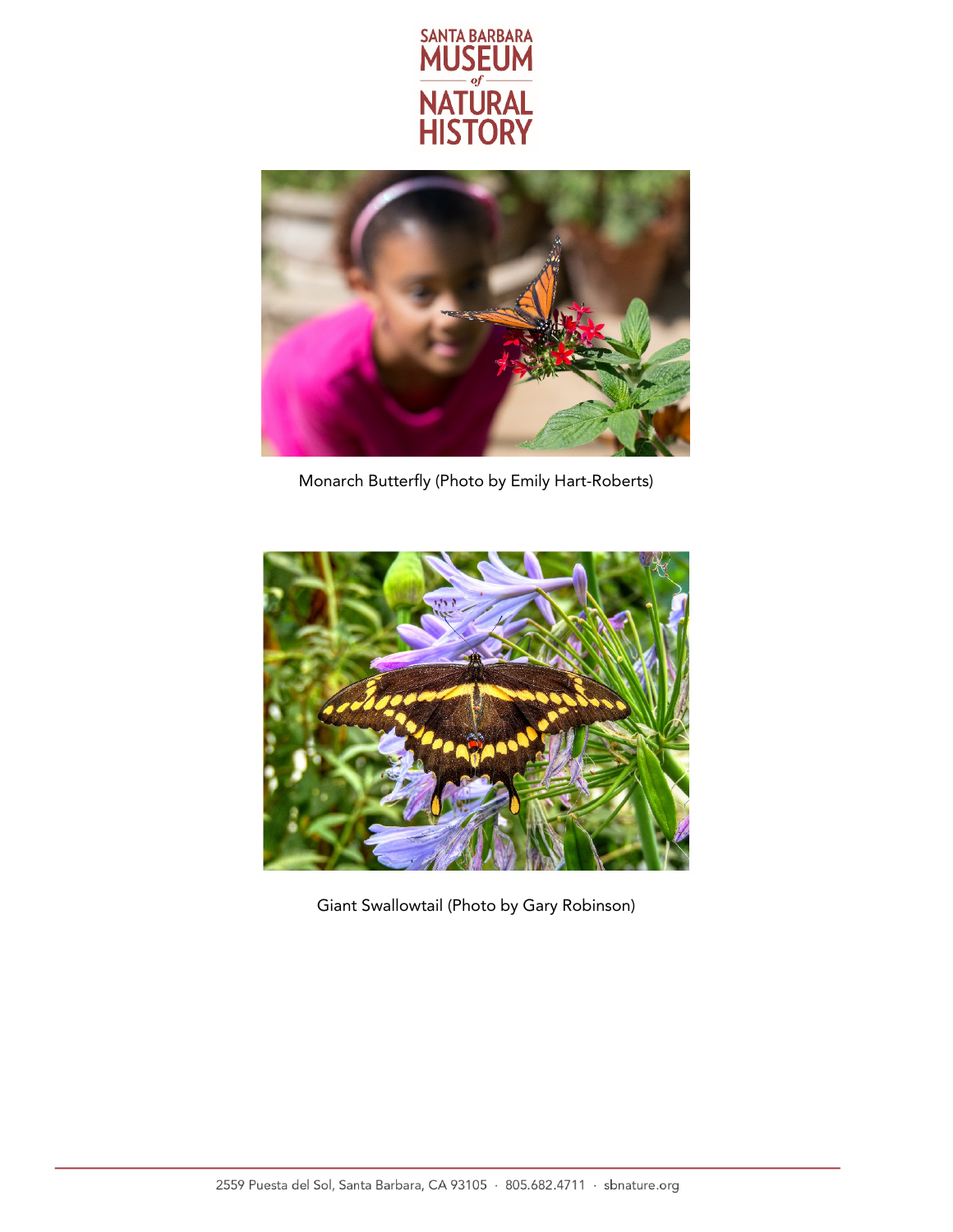SANTA BARBARA MUSEUM of NATURAL HISTORY

Monarch Butterfly (Photo by Emily Hart-Roberts)

Giant Swallowtail (Photo by Gary Robinson)

2559 Puesta del Sol, Santa Barbara, CA 93105 · 805.682.4711 · sbnature.org